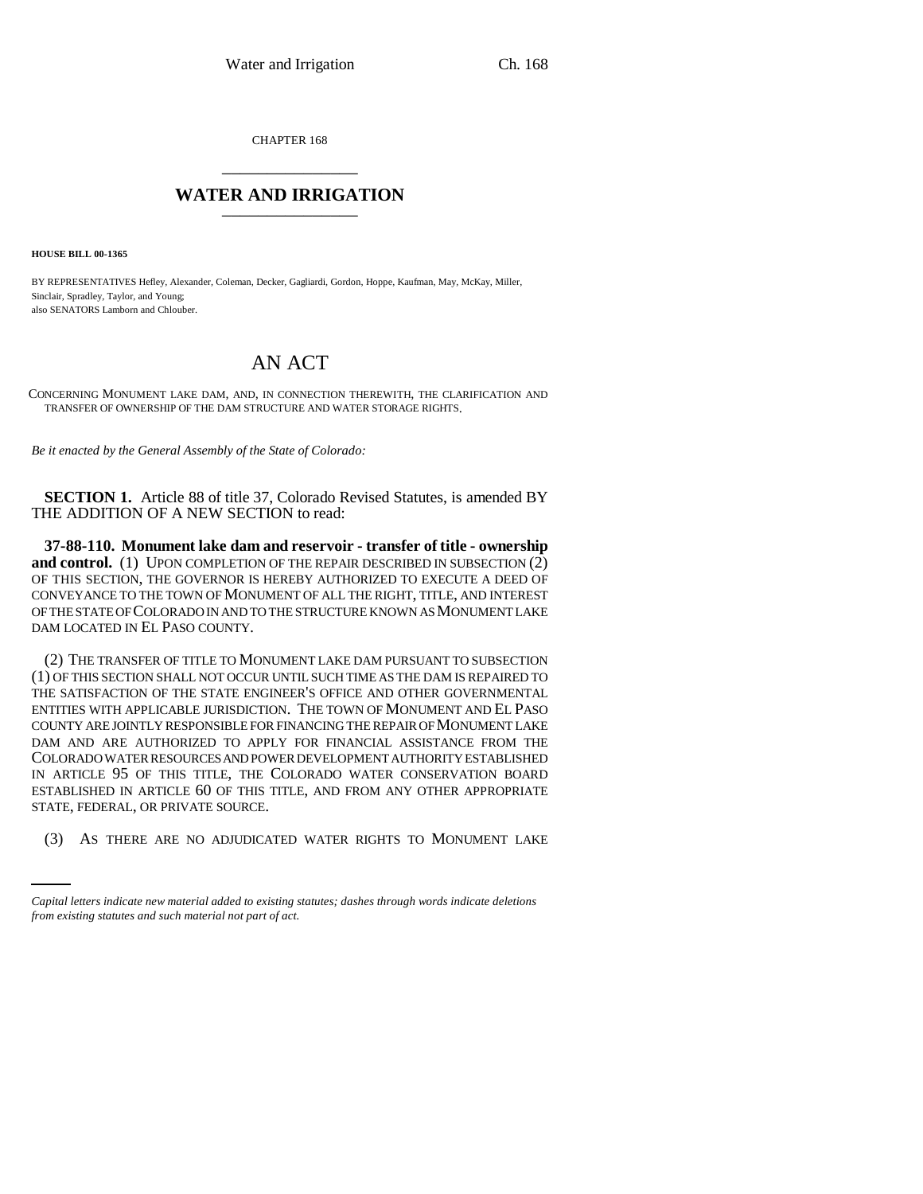CHAPTER 168

# WATER AND IRRIGATION

**HOUSE BILL 00-1365**

BY REPRESENTATIVES Hefley, Alexander, Coleman, Decker, Gagliardi, Gordon, Hoppe, Kaufman, May, McKay, Miller, Sinclair, Spradley, Taylor, and Young;
also SENATORS Lamborn and Chlouber.

# AN ACT

CONCERNING MONUMENT LAKE DAM, AND, IN CONNECTION THEREWITH, THE CLARIFICATION AND TRANSFER OF OWNERSHIP OF THE DAM STRUCTURE AND WATER STORAGE RIGHTS.

*Be it enacted by the General Assembly of the State of Colorado:*

**SECTION 1.** Article 88 of title 37, Colorado Revised Statutes, is amended BY THE ADDITION OF A NEW SECTION to read:

**37-88-110. Monument lake dam and reservoir - transfer of title - ownership and control.** (1) UPON COMPLETION OF THE REPAIR DESCRIBED IN SUBSECTION (2) OF THIS SECTION, THE GOVERNOR IS HEREBY AUTHORIZED TO EXECUTE A DEED OF CONVEYANCE TO THE TOWN OF MONUMENT OF ALL THE RIGHT, TITLE, AND INTEREST OF THE STATE OF COLORADO IN AND TO THE STRUCTURE KNOWN AS MONUMENT LAKE DAM LOCATED IN EL PASO COUNTY.

(2) THE TRANSFER OF TITLE TO MONUMENT LAKE DAM PURSUANT TO SUBSECTION (1) OF THIS SECTION SHALL NOT OCCUR UNTIL SUCH TIME AS THE DAM IS REPAIRED TO THE SATISFACTION OF THE STATE ENGINEER'S OFFICE AND OTHER GOVERNMENTAL ENTITIES WITH APPLICABLE JURISDICTION. THE TOWN OF MONUMENT AND EL PASO COUNTY ARE JOINTLY RESPONSIBLE FOR FINANCING THE REPAIR OF MONUMENT LAKE DAM AND ARE AUTHORIZED TO APPLY FOR FINANCIAL ASSISTANCE FROM THE COLORADO WATER RESOURCES AND POWER DEVELOPMENT AUTHORITY ESTABLISHED IN ARTICLE 95 OF THIS TITLE, THE COLORADO WATER CONSERVATION BOARD ESTABLISHED IN ARTICLE 60 OF THIS TITLE, AND FROM ANY OTHER APPROPRIATE STATE, FEDERAL, OR PRIVATE SOURCE.

(3) AS THERE ARE NO ADJUDICATED WATER RIGHTS TO MONUMENT LAKE

*Capital letters indicate new material added to existing statutes; dashes through words indicate deletions from existing statutes and such material not part of act.*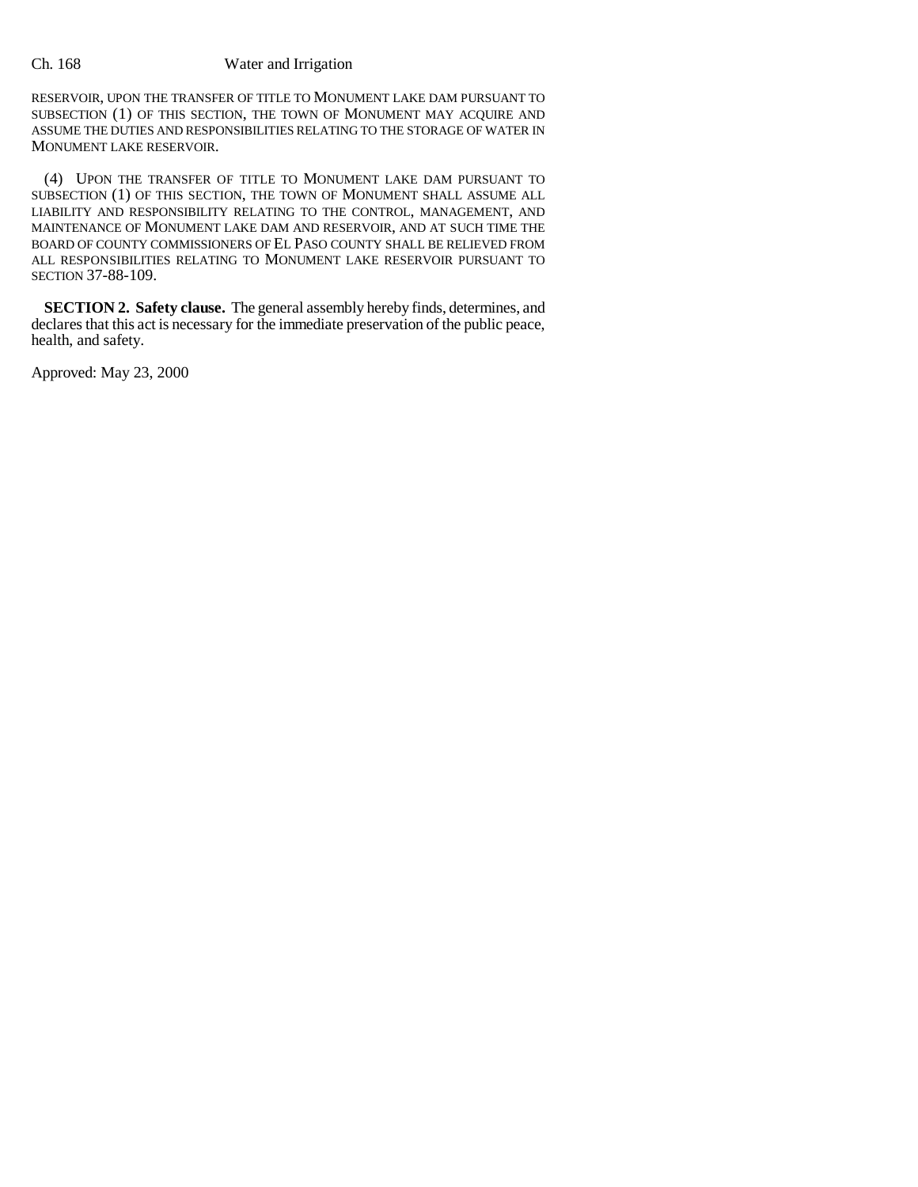RESERVOIR, UPON THE TRANSFER OF TITLE TO MONUMENT LAKE DAM PURSUANT TO SUBSECTION (1) OF THIS SECTION, THE TOWN OF MONUMENT MAY ACQUIRE AND ASSUME THE DUTIES AND RESPONSIBILITIES RELATING TO THE STORAGE OF WATER IN MONUMENT LAKE RESERVOIR.

(4) UPON THE TRANSFER OF TITLE TO MONUMENT LAKE DAM PURSUANT TO SUBSECTION (1) OF THIS SECTION, THE TOWN OF MONUMENT SHALL ASSUME ALL LIABILITY AND RESPONSIBILITY RELATING TO THE CONTROL, MANAGEMENT, AND MAINTENANCE OF MONUMENT LAKE DAM AND RESERVOIR, AND AT SUCH TIME THE BOARD OF COUNTY COMMISSIONERS OF EL PASO COUNTY SHALL BE RELIEVED FROM ALL RESPONSIBILITIES RELATING TO MONUMENT LAKE RESERVOIR PURSUANT TO SECTION 37-88-109.

**SECTION 2. Safety clause.** The general assembly hereby finds, determines, and declares that this act is necessary for the immediate preservation of the public peace, health, and safety.

Approved: May 23, 2000